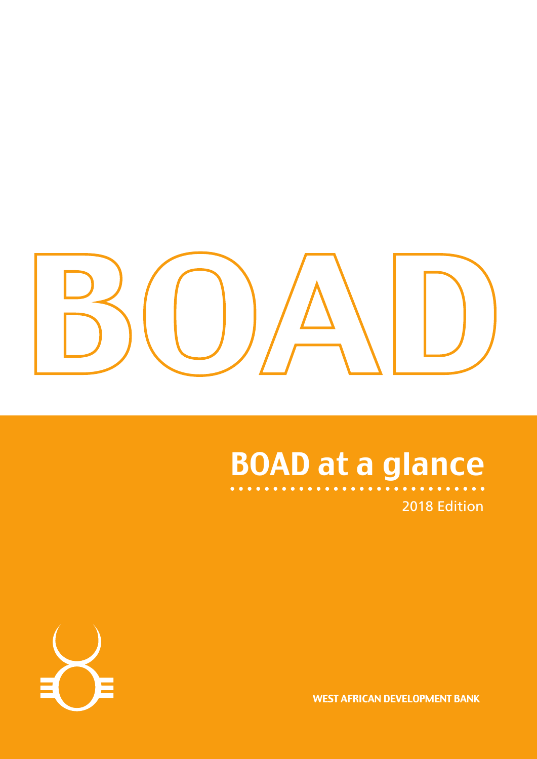# BOAD

## BOAD at a glance

2018 Edition

WEST AFRICAN DEVELOPMENT BANK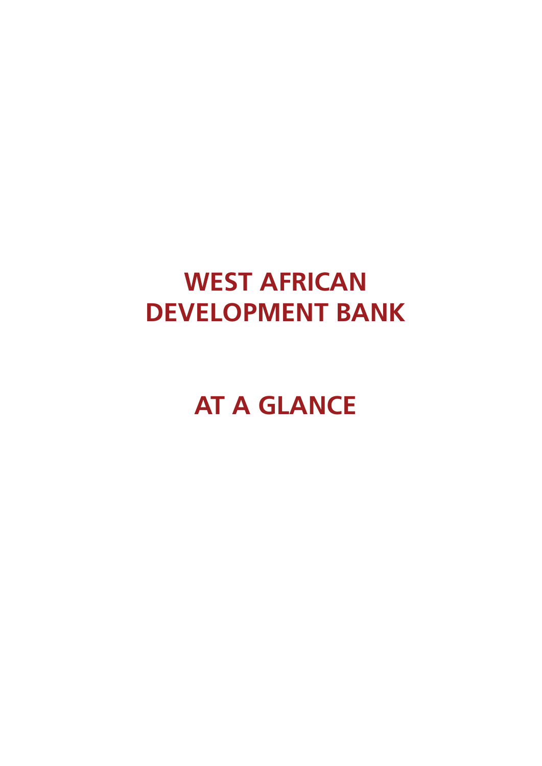# WEST AFRICAN DEVELOPMENT BANK

# AT A GLANCE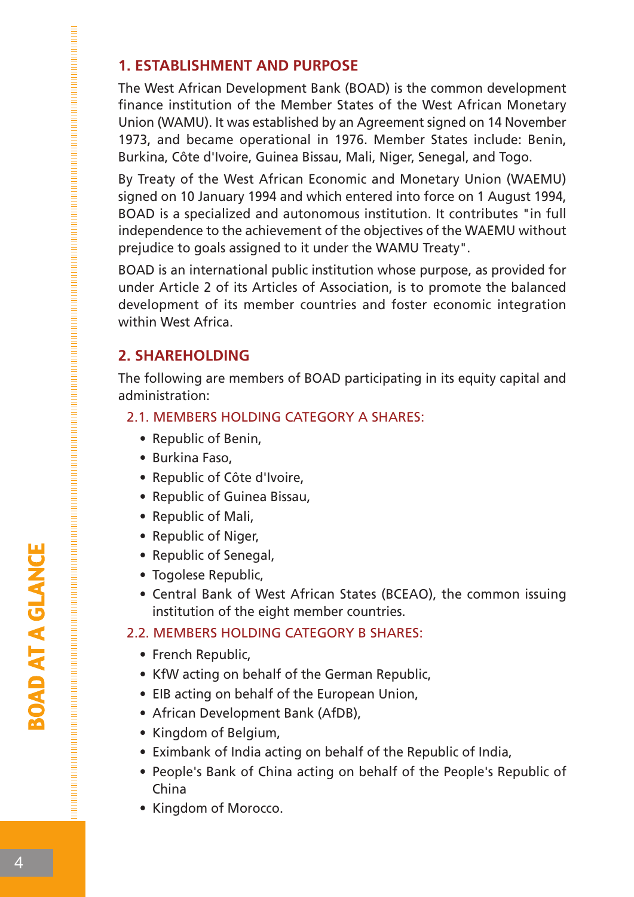## 1. ESTABLISHMENT AND PURPOSE

The West African Development Bank (BOAD) is the common development finance institution of the Member States of the West African Monetary Union (WAMU). It was established by an Agreement signed on 14 November 1973, and became operational in 1976. Member States include: Benin, Burkina, Côte d'Ivoire, Guinea Bissau, Mali, Niger, Senegal, and Togo.

By Treaty of the West African Economic and Monetary Union (WAEMU) signed on 10 January 1994 and which entered into force on 1 August 1994, BOAD is a specialized and autonomous institution. It contributes "in full independence to the achievement of the objectives of the WAEMU without prejudice to goals assigned to it under the WAMU Treaty".

BOAD is an international public institution whose purpose, as provided for under Article 2 of its Articles of Association, is to promote the balanced development of its member countries and foster economic integration within West Africa.

## 2. SHAREHOLDING

The following are members of BOAD participating in its equity capital and administration:

### 2.1. MEMBERS HOLDING CATEGORY A SHARES:

- Republic of Benin,
- Burkina Faso,
- Republic of Côte d'Ivoire,
- Republic of Guinea Bissau,
- Republic of Mali,
- Republic of Niger,
- Republic of Senegal,
- Togolese Republic,
- Central Bank of West African States (BCEAO), the common issuing institution of the eight member countries.

### 2.2. MEMBERS HOLDING CATEGORY B SHARES:

- French Republic,
- KfW acting on behalf of the German Republic,
- EIB acting on behalf of the European Union,
- African Development Bank (AfDB),
- Kingdom of Belgium,
- Eximbank of India acting on behalf of the Republic of India,
- People's Bank of China acting on behalf of the People's Republic of China
- Kingdom of Morocco.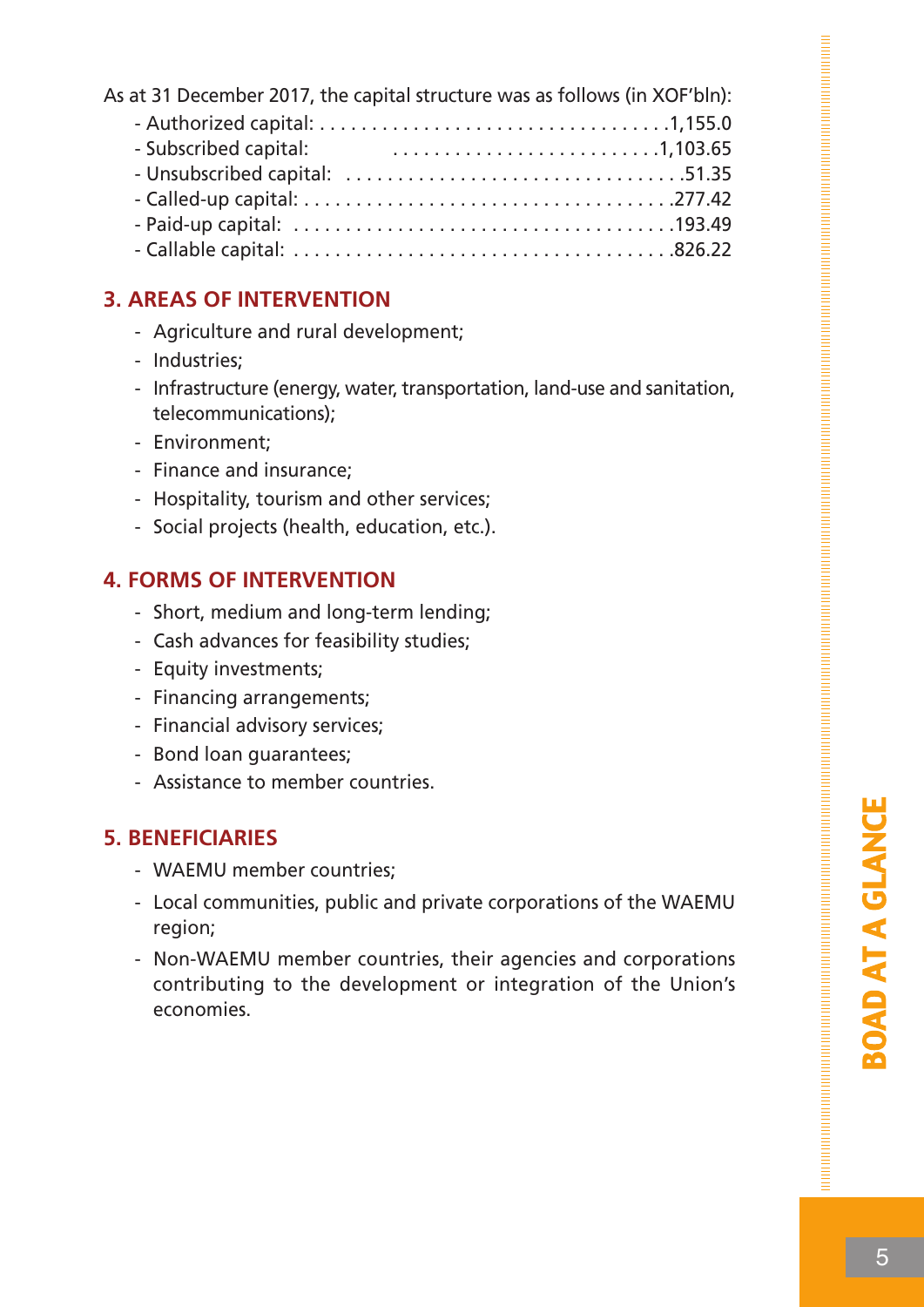As at 31 December 2017, the capital structure was as follows (in XOF'bln):

- Authorized capital: . . . . . . . . . . . . . . . . . . . . . . . . . . . . . . . . . .1,155.0
- Subscribed capital: . . . . . . . . . . . . . . . . . . . . . . . . . .1,103.65
- Unsubscribed capital: . . . . . . . . . . . . . . . . . . . . . . . . . . . . . . . .51.35
- Called-up capital: . . . . . . . . . . . . . . . . . . . . . . . . . . . . . . . . . . .277.42
- Paid-up capital: . . . . . . . . . . . . . . . . . . . . . . . . . . . . . . . . . . . .193.49
- Callable capital: . . . . . . . . . . . . . . . . . . . . . . . . . . . . . . . . . . . .826.22

## 3. AREAS OF INTERVENTION

- Agriculture and rural development;
- Industries;
- Infrastructure (energy, water, transportation, land-use and sanitation, telecommunications);
- Environment;
- Finance and insurance;
- Hospitality, tourism and other services;
- Social projects (health, education, etc.).

## 4. FORMS OF INTERVENTION

- Short, medium and long-term lending;
- Cash advances for feasibility studies;
- Equity investments;
- Financing arrangements;
- Financial advisory services;
- Bond loan guarantees;
- Assistance to member countries.

## 5. BENEFICIARIES

- WAEMU member countries;
- Local communities, public and private corporations of the WAEMU region;
- Non-WAEMU member countries, their agencies and corporations contributing to the development or integration of the Union's economies.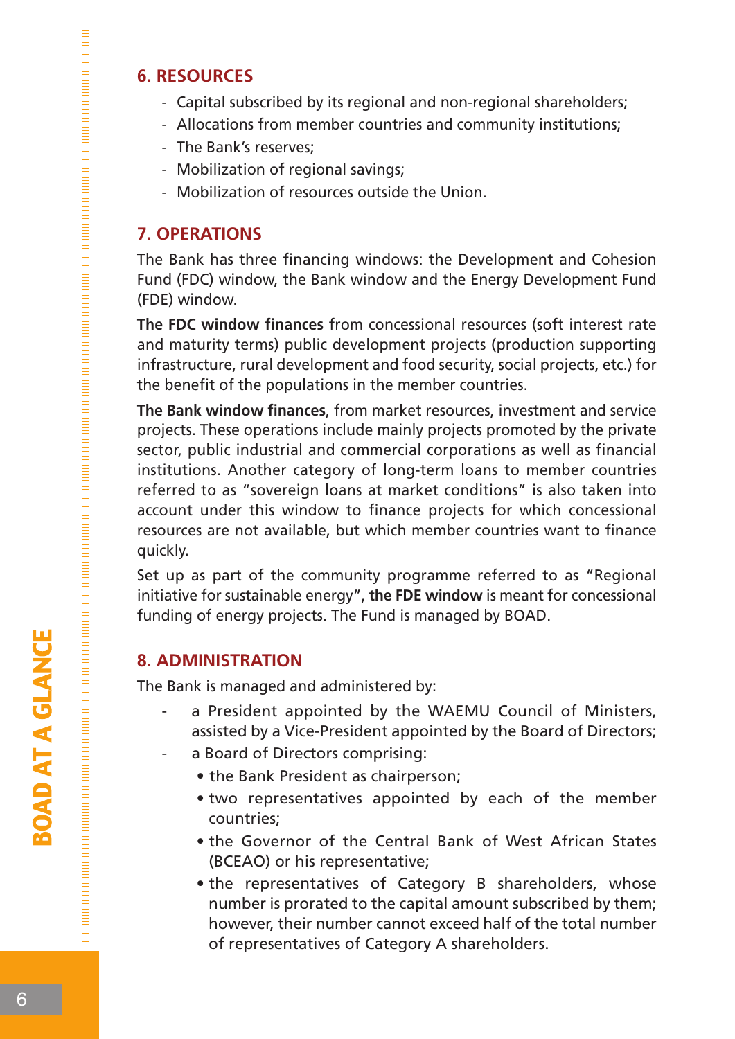## 6. RESOURCES

- Capital subscribed by its regional and non-regional shareholders;
- Allocations from member countries and community institutions;
- The Bank's reserves;
- Mobilization of regional savings;
- Mobilization of resources outside the Union.

## 7. OPERATIONS

The Bank has three financing windows: the Development and Cohesion Fund (FDC) window, the Bank window and the Energy Development Fund (FDE) window.

**The FDC window finances** from concessional resources (soft interest rate and maturity terms) public development projects (production supporting infrastructure, rural development and food security, social projects, etc.) for the benefit of the populations in the member countries.

**The Bank window finances**, from market resources, investment and service projects. These operations include mainly projects promoted by the private sector, public industrial and commercial corporations as well as financial institutions. Another category of long-term loans to member countries referred to as "sovereign loans at market conditions" is also taken into account under this window to finance projects for which concessional resources are not available, but which member countries want to finance quickly.

Set up as part of the community programme referred to as "Regional initiative for sustainable energy", **the FDE window** is meant for concessional funding of energy projects. The Fund is managed by BOAD.

## 8. ADMINISTRATION

The Bank is managed and administered by:

- a President appointed by the WAEMU Council of Ministers, assisted by a Vice-President appointed by the Board of Directors;
- a Board of Directors comprising:
  - the Bank President as chairperson;
  - two representatives appointed by each of the member countries;
  - the Governor of the Central Bank of West African States (BCEAO) or his representative;
  - the representatives of Category B shareholders, whose number is prorated to the capital amount subscribed by them; however, their number cannot exceed half of the total number of representatives of Category A shareholders.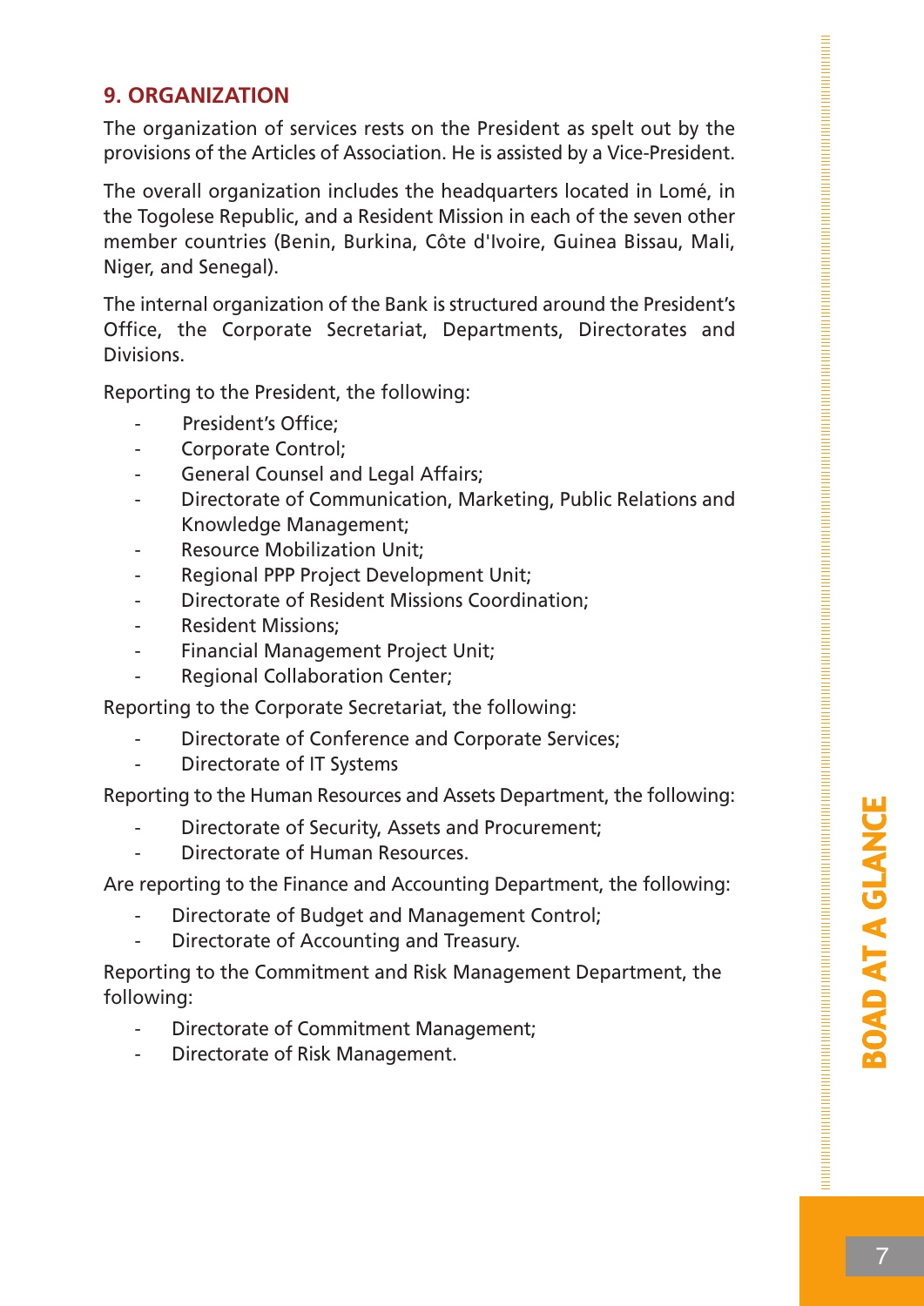## 9. ORGANIZATION

The organization of services rests on the President as spelt out by the provisions of the Articles of Association. He is assisted by a Vice-President.

The overall organization includes the headquarters located in Lomé, in the Togolese Republic, and a Resident Mission in each of the seven other member countries (Benin, Burkina, Côte d'Ivoire, Guinea Bissau, Mali, Niger, and Senegal).

The internal organization of the Bank is structured around the President's Office, the Corporate Secretariat, Departments, Directorates and Divisions.

Reporting to the President, the following:

- President's Office;
- Corporate Control;
- General Counsel and Legal Affairs;
- Directorate of Communication, Marketing, Public Relations and Knowledge Management;
- Resource Mobilization Unit;
- Regional PPP Project Development Unit;
- Directorate of Resident Missions Coordination;
- Resident Missions;
- Financial Management Project Unit;
- Regional Collaboration Center;

Reporting to the Corporate Secretariat, the following:

- Directorate of Conference and Corporate Services;
- Directorate of IT Systems

Reporting to the Human Resources and Assets Department, the following:

- Directorate of Security, Assets and Procurement;
- Directorate of Human Resources.

Are reporting to the Finance and Accounting Department, the following:

- Directorate of Budget and Management Control;
- Directorate of Accounting and Treasury.

Reporting to the Commitment and Risk Management Department, the following:

- Directorate of Commitment Management;
- Directorate of Risk Management.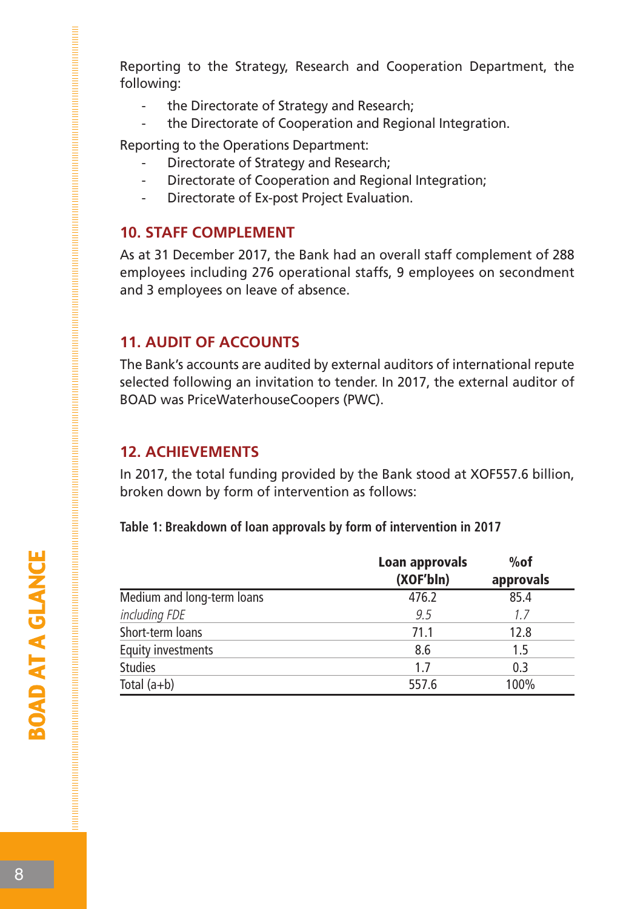Reporting to the Strategy, Research and Cooperation Department, the following:

- the Directorate of Strategy and Research;
- the Directorate of Cooperation and Regional Integration.

Reporting to the Operations Department:

- Directorate of Strategy and Research;
- Directorate of Cooperation and Regional Integration;
- Directorate of Ex-post Project Evaluation.

## 10. STAFF COMPLEMENT

As at 31 December 2017, the Bank had an overall staff complement of 288 employees including 276 operational staffs, 9 employees on secondment and 3 employees on leave of absence.

## 11. AUDIT OF ACCOUNTS

The Bank's accounts are audited by external auditors of international repute selected following an invitation to tender. In 2017, the external auditor of BOAD was PriceWaterhouseCoopers (PWC).

## 12. ACHIEVEMENTS

In 2017, the total funding provided by the Bank stood at XOF557.6 billion, broken down by form of intervention as follows:

**Table 1: Breakdown of loan approvals by form of intervention in 2017**

| | Loan approvals (XOF'bln) | %of approvals |
|---|---|---|
| Medium and long-term loans | 476.2 | 85.4 |
| *including FDE* | *9.5* | *1.7* |
| Short-term loans | 71.1 | 12.8 |
| Equity investments | 8.6 | 1.5 |
| Studies | 1.7 | 0.3 |
| Total (a+b) | 557.6 | 100% |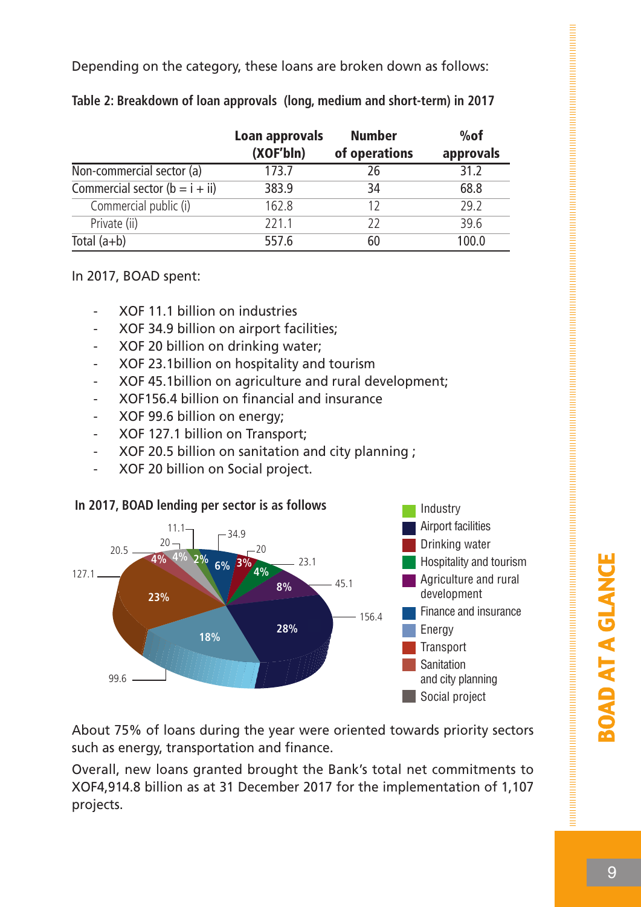Depending on the category, these loans are broken down as follows:

**Table 2: Breakdown of loan approvals (long, medium and short-term) in 2017**

| | Loan approvals (XOF'bln) | Number of operations | %of approvals |
|---|---|---|---|
| Non-commercial sector (a) | 173.7 | 26 | 31.2 |
| Commercial sector (b = i + ii) | 383.9 | 34 | 68.8 |
| Commercial public (i) | 162.8 | 12 | 29.2 |
| Private (ii) | 221.1 | 22 | 39.6 |
| Total (a+b) | 557.6 | 60 | 100.0 |

In 2017, BOAD spent:

- XOF 11.1 billion on industries
- XOF 34.9 billion on airport facilities;
- XOF 20 billion on drinking water;
- XOF 23.1billion on hospitality and tourism
- XOF 45.1billion on agriculture and rural development;
- XOF156.4 billion on financial and insurance
- XOF 99.6 billion on energy;
- XOF 127.1 billion on Transport;
- XOF 20.5 billion on sanitation and city planning ;
- XOF 20 billion on Social project.

**In 2017, BOAD lending per sector is as follows**

| Sector | XOF billion | % |
|---|---|---|
| Industry | 11.1 | 2% |
| Airport facilities | 34.9 | 6% |
| Drinking water | 20 | 3% |
| Hospitality and tourism | 23.1 | 4% |
| Agriculture and rural development | 45.1 | 8% |
| Finance and insurance | 156.4 | 28% |
| Energy | 99.6 | 18% |
| Transport | 127.1 | 23% |
| Sanitation and city planning | 20.5 | 4% |
| Social project | 20 | 4% |

About 75% of loans during the year were oriented towards priority sectors such as energy, transportation and finance.

Overall, new loans granted brought the Bank's total net commitments to XOF4,914.8 billion as at 31 December 2017 for the implementation of 1,107 projects.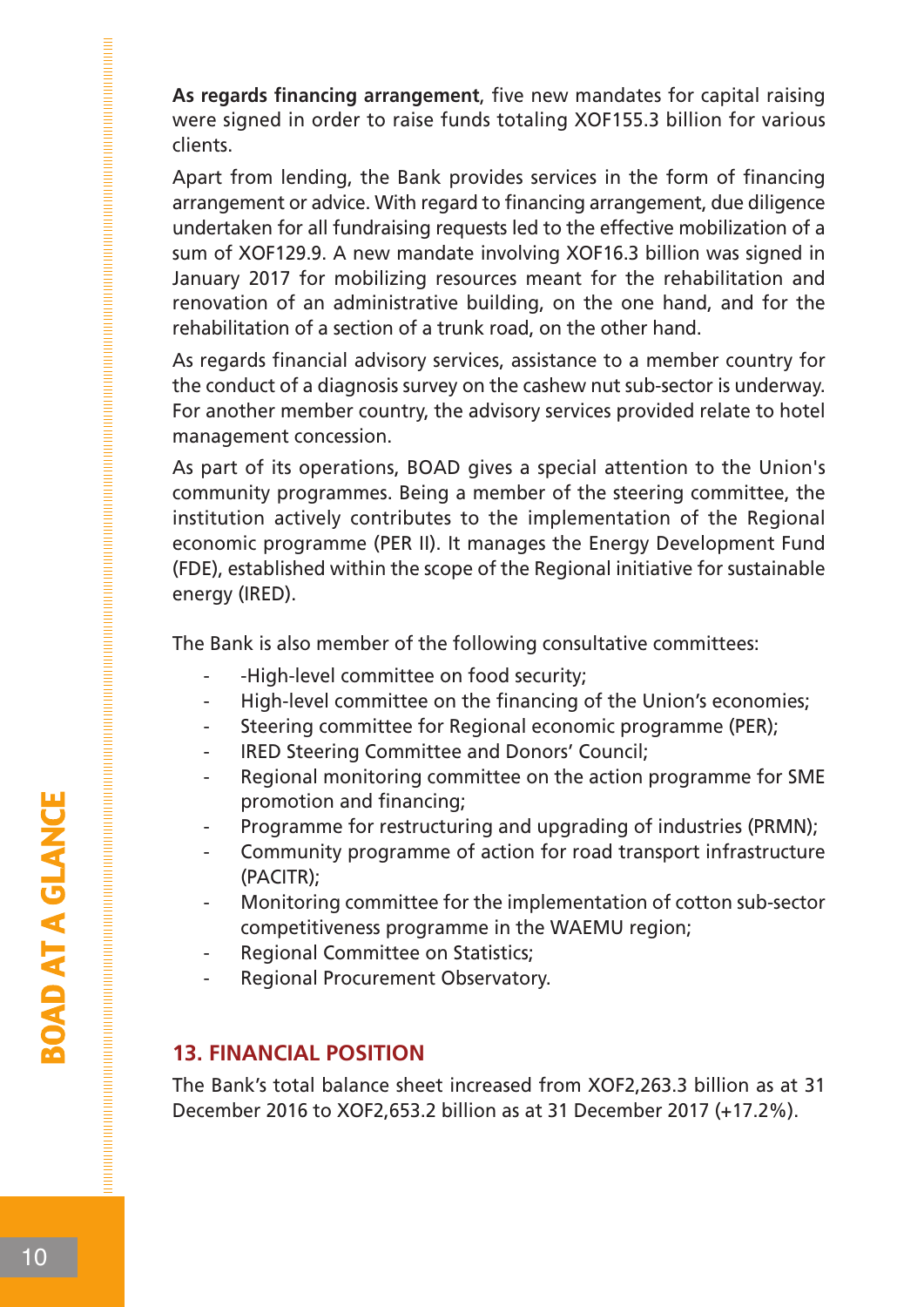**As regards financing arrangement**, five new mandates for capital raising were signed in order to raise funds totaling XOF155.3 billion for various clients.

Apart from lending, the Bank provides services in the form of financing arrangement or advice. With regard to financing arrangement, due diligence undertaken for all fundraising requests led to the effective mobilization of a sum of XOF129.9. A new mandate involving XOF16.3 billion was signed in January 2017 for mobilizing resources meant for the rehabilitation and renovation of an administrative building, on the one hand, and for the rehabilitation of a section of a trunk road, on the other hand.

As regards financial advisory services, assistance to a member country for the conduct of a diagnosis survey on the cashew nut sub-sector is underway. For another member country, the advisory services provided relate to hotel management concession.

As part of its operations, BOAD gives a special attention to the Union's community programmes. Being a member of the steering committee, the institution actively contributes to the implementation of the Regional economic programme (PER II). It manages the Energy Development Fund (FDE), established within the scope of the Regional initiative for sustainable energy (IRED).

The Bank is also member of the following consultative committees:

- -High-level committee on food security;
- High-level committee on the financing of the Union's economies;
- Steering committee for Regional economic programme (PER);
- IRED Steering Committee and Donors' Council;
- Regional monitoring committee on the action programme for SME promotion and financing;
- Programme for restructuring and upgrading of industries (PRMN);
- Community programme of action for road transport infrastructure (PACITR);
- Monitoring committee for the implementation of cotton sub-sector competitiveness programme in the WAEMU region;
- Regional Committee on Statistics;
- Regional Procurement Observatory.

## 13. FINANCIAL POSITION

The Bank's total balance sheet increased from XOF2,263.3 billion as at 31 December 2016 to XOF2,653.2 billion as at 31 December 2017 (+17.2%).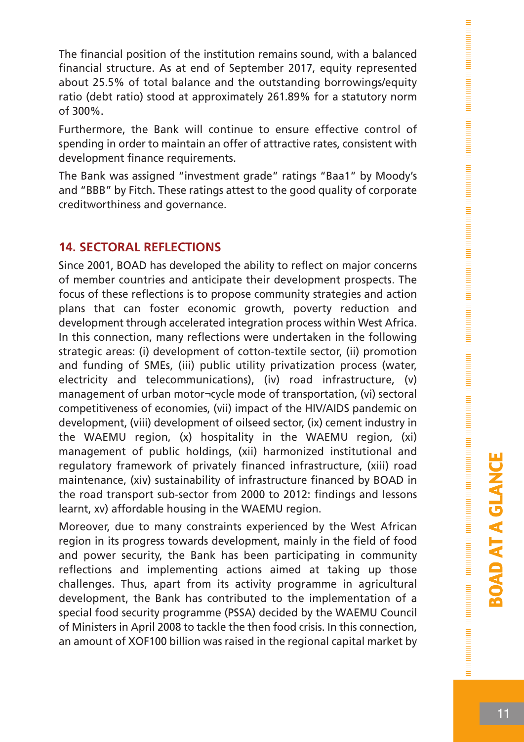The financial position of the institution remains sound, with a balanced financial structure. As at end of September 2017, equity represented about 25.5% of total balance and the outstanding borrowings/equity ratio (debt ratio) stood at approximately 261.89% for a statutory norm of 300%.

Furthermore, the Bank will continue to ensure effective control of spending in order to maintain an offer of attractive rates, consistent with development finance requirements.

The Bank was assigned "investment grade" ratings "Baa1" by Moody's and "BBB" by Fitch. These ratings attest to the good quality of corporate creditworthiness and governance.

## 14. SECTORAL REFLECTIONS

Since 2001, BOAD has developed the ability to reflect on major concerns of member countries and anticipate their development prospects. The focus of these reflections is to propose community strategies and action plans that can foster economic growth, poverty reduction and development through accelerated integration process within West Africa. In this connection, many reflections were undertaken in the following strategic areas: (i) development of cotton-textile sector, (ii) promotion and funding of SMEs, (iii) public utility privatization process (water, electricity and telecommunications), (iv) road infrastructure, (v) management of urban motor¬cycle mode of transportation, (vi) sectoral competitiveness of economies, (vii) impact of the HIV/AIDS pandemic on development, (viii) development of oilseed sector, (ix) cement industry in the WAEMU region, (x) hospitality in the WAEMU region, (xi) management of public holdings, (xii) harmonized institutional and regulatory framework of privately financed infrastructure, (xiii) road maintenance, (xiv) sustainability of infrastructure financed by BOAD in the road transport sub-sector from 2000 to 2012: findings and lessons learnt, xv) affordable housing in the WAEMU region.

Moreover, due to many constraints experienced by the West African region in its progress towards development, mainly in the field of food and power security, the Bank has been participating in community reflections and implementing actions aimed at taking up those challenges. Thus, apart from its activity programme in agricultural development, the Bank has contributed to the implementation of a special food security programme (PSSA) decided by the WAEMU Council of Ministers in April 2008 to tackle the then food crisis. In this connection, an amount of XOF100 billion was raised in the regional capital market by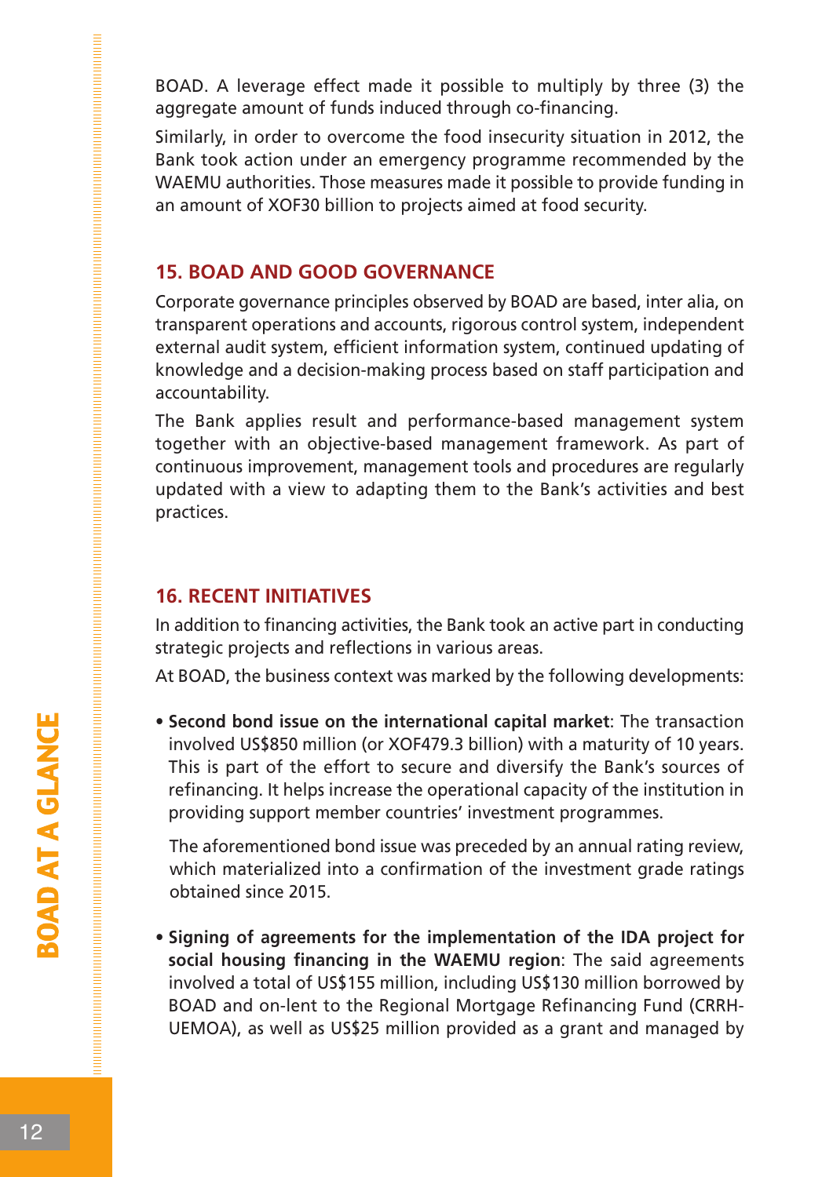BOAD. A leverage effect made it possible to multiply by three (3) the aggregate amount of funds induced through co-financing.

Similarly, in order to overcome the food insecurity situation in 2012, the Bank took action under an emergency programme recommended by the WAEMU authorities. Those measures made it possible to provide funding in an amount of XOF30 billion to projects aimed at food security.

## 15. BOAD AND GOOD GOVERNANCE

Corporate governance principles observed by BOAD are based, inter alia, on transparent operations and accounts, rigorous control system, independent external audit system, efficient information system, continued updating of knowledge and a decision-making process based on staff participation and accountability.

The Bank applies result and performance-based management system together with an objective-based management framework. As part of continuous improvement, management tools and procedures are regularly updated with a view to adapting them to the Bank's activities and best practices.

## 16. RECENT INITIATIVES

In addition to financing activities, the Bank took an active part in conducting strategic projects and reflections in various areas.

At BOAD, the business context was marked by the following developments:

- **Second bond issue on the international capital market**: The transaction involved US$850 million (or XOF479.3 billion) with a maturity of 10 years. This is part of the effort to secure and diversify the Bank's sources of refinancing. It helps increase the operational capacity of the institution in providing support member countries' investment programmes.

  The aforementioned bond issue was preceded by an annual rating review, which materialized into a confirmation of the investment grade ratings obtained since 2015.

- **Signing of agreements for the implementation of the IDA project for social housing financing in the WAEMU region**: The said agreements involved a total of US$155 million, including US$130 million borrowed by BOAD and on-lent to the Regional Mortgage Refinancing Fund (CRRH-UEMOA), as well as US$25 million provided as a grant and managed by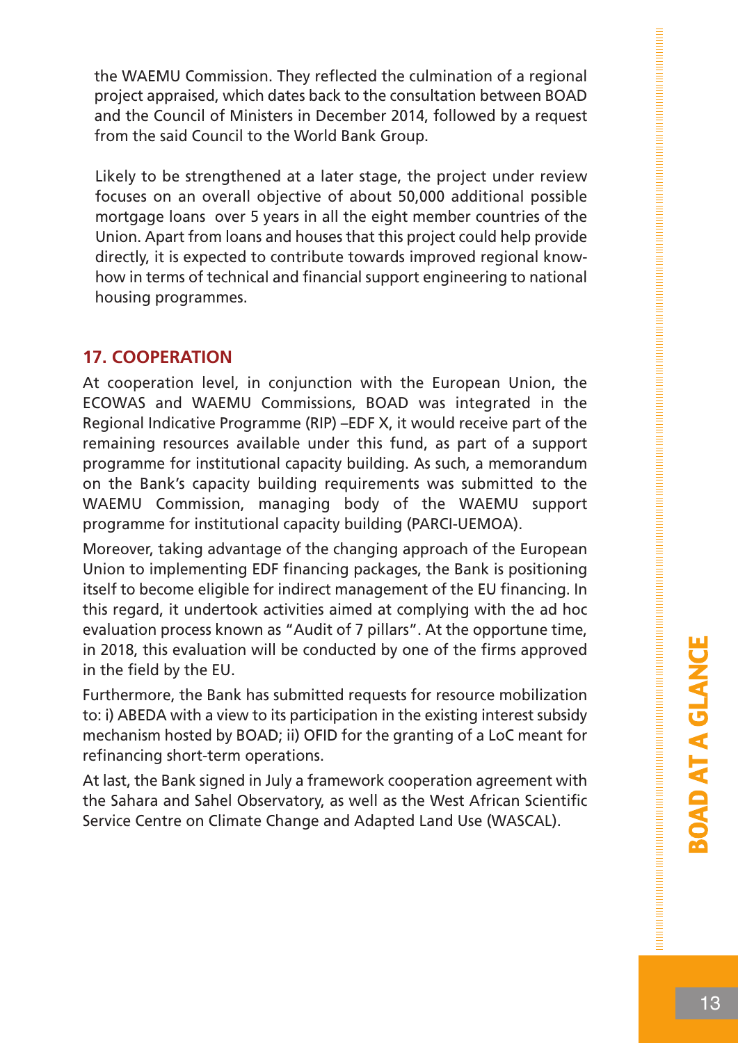the WAEMU Commission. They reflected the culmination of a regional project appraised, which dates back to the consultation between BOAD and the Council of Ministers in December 2014, followed by a request from the said Council to the World Bank Group.

Likely to be strengthened at a later stage, the project under review focuses on an overall objective of about 50,000 additional possible mortgage loans over 5 years in all the eight member countries of the Union. Apart from loans and houses that this project could help provide directly, it is expected to contribute towards improved regional know-how in terms of technical and financial support engineering to national housing programmes.

## 17. COOPERATION

At cooperation level, in conjunction with the European Union, the ECOWAS and WAEMU Commissions, BOAD was integrated in the Regional Indicative Programme (RIP) –EDF X, it would receive part of the remaining resources available under this fund, as part of a support programme for institutional capacity building. As such, a memorandum on the Bank's capacity building requirements was submitted to the WAEMU Commission, managing body of the WAEMU support programme for institutional capacity building (PARCI-UEMOA).

Moreover, taking advantage of the changing approach of the European Union to implementing EDF financing packages, the Bank is positioning itself to become eligible for indirect management of the EU financing. In this regard, it undertook activities aimed at complying with the ad hoc evaluation process known as "Audit of 7 pillars". At the opportune time, in 2018, this evaluation will be conducted by one of the firms approved in the field by the EU.

Furthermore, the Bank has submitted requests for resource mobilization to: i) ABEDA with a view to its participation in the existing interest subsidy mechanism hosted by BOAD; ii) OFID for the granting of a LoC meant for refinancing short-term operations.

At last, the Bank signed in July a framework cooperation agreement with the Sahara and Sahel Observatory, as well as the West African Scientific Service Centre on Climate Change and Adapted Land Use (WASCAL).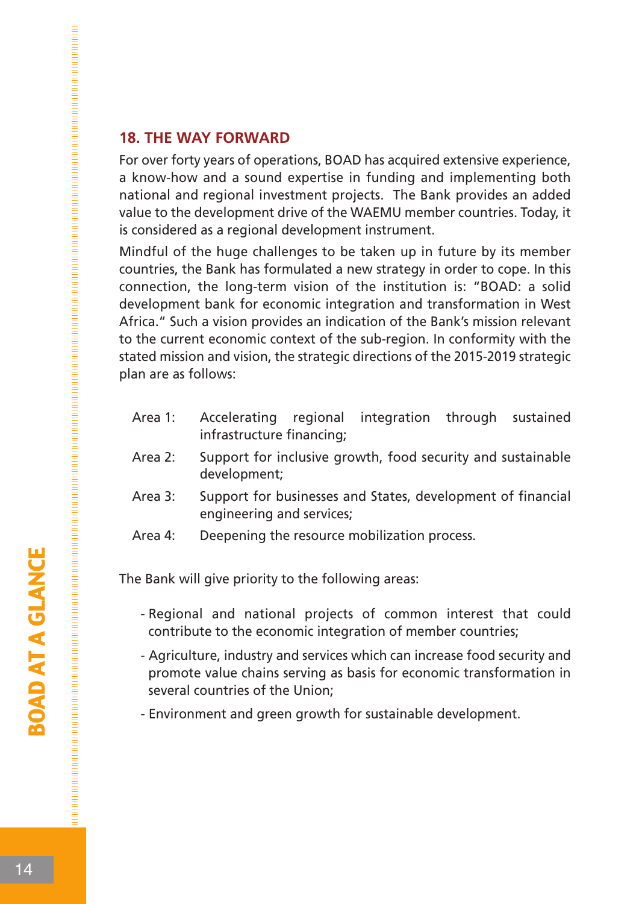## 18. THE WAY FORWARD

For over forty years of operations, BOAD has acquired extensive experience, a know-how and a sound expertise in funding and implementing both national and regional investment projects. The Bank provides an added value to the development drive of the WAEMU member countries. Today, it is considered as a regional development instrument.

Mindful of the huge challenges to be taken up in future by its member countries, the Bank has formulated a new strategy in order to cope. In this connection, the long-term vision of the institution is: "BOAD: a solid development bank for economic integration and transformation in West Africa." Such a vision provides an indication of the Bank's mission relevant to the current economic context of the sub-region. In conformity with the stated mission and vision, the strategic directions of the 2015-2019 strategic plan are as follows:

- Area 1: Accelerating regional integration through sustained infrastructure financing;
- Area 2: Support for inclusive growth, food security and sustainable development;
- Area 3: Support for businesses and States, development of financial engineering and services;
- Area 4: Deepening the resource mobilization process.

The Bank will give priority to the following areas:

- Regional and national projects of common interest that could contribute to the economic integration of member countries;
- Agriculture, industry and services which can increase food security and promote value chains serving as basis for economic transformation in several countries of the Union;
- Environment and green growth for sustainable development.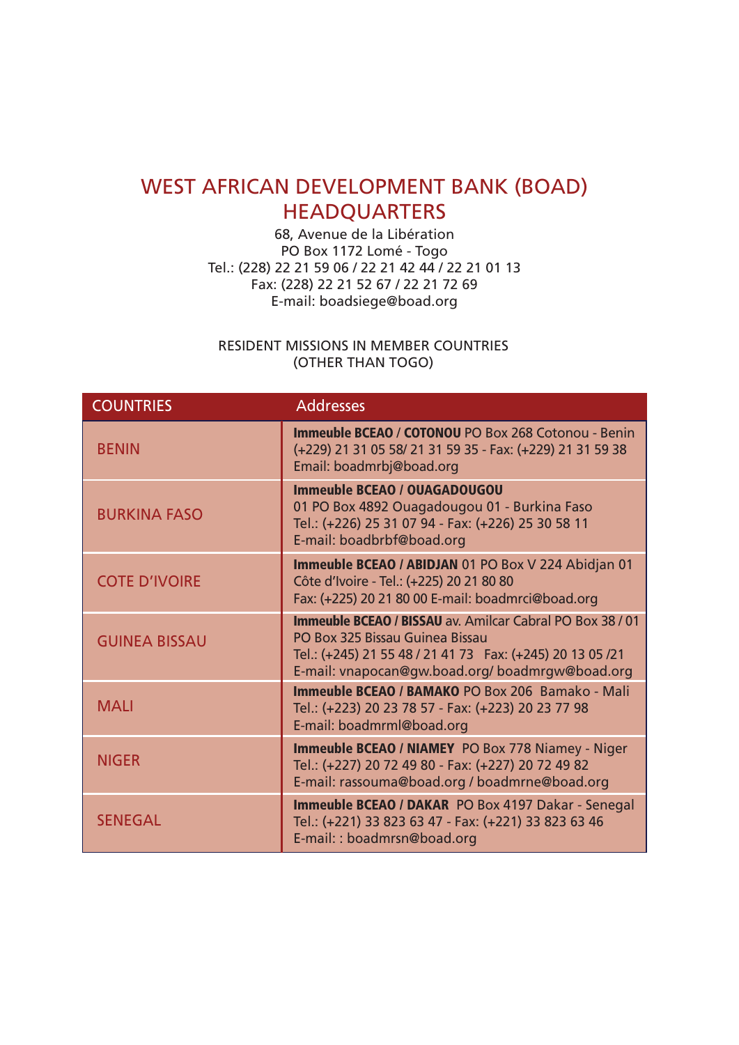# WEST AFRICAN DEVELOPMENT BANK (BOAD) HEADQUARTERS

68, Avenue de la Libération
PO Box 1172 Lomé - Togo
Tel.: (228) 22 21 59 06 / 22 21 42 44 / 22 21 01 13
Fax: (228) 22 21 52 67 / 22 21 72 69
E-mail: boadsiege@boad.org

RESIDENT MISSIONS IN MEMBER COUNTRIES
(OTHER THAN TOGO)

| COUNTRIES | Addresses |
|---|---|
| BENIN | **Immeuble BCEAO / COTONOU** PO Box 268 Cotonou - Benin (+229) 21 31 05 58/ 21 31 59 35 - Fax: (+229) 21 31 59 38 Email: boadmrbj@boad.org |
| BURKINA FASO | **Immeuble BCEAO / OUAGADOUGOU** 01 PO Box 4892 Ouagadougou 01 - Burkina Faso Tel.: (+226) 25 31 07 94 - Fax: (+226) 25 30 58 11 E-mail: boadbrbf@boad.org |
| COTE D'IVOIRE | **Immeuble BCEAO / ABIDJAN** 01 PO Box V 224 Abidjan 01 Côte d'Ivoire - Tel.: (+225) 20 21 80 80 Fax: (+225) 20 21 80 00 E-mail: boadmrci@boad.org |
| GUINEA BISSAU | **Immeuble BCEAO / BISSAU** av. Amilcar Cabral PO Box 38 / 01 PO Box 325 Bissau Guinea Bissau Tel.: (+245) 21 55 48 / 21 41 73 Fax: (+245) 20 13 05 /21 E-mail: vnapocan@gw.boad.org/ boadmrgw@boad.org |
| MALI | **Immeuble BCEAO / BAMAKO** PO Box 206 Bamako - Mali Tel.: (+223) 20 23 78 57 - Fax: (+223) 20 23 77 98 E-mail: boadmrml@boad.org |
| NIGER | **Immeuble BCEAO / NIAMEY** PO Box 778 Niamey - Niger Tel.: (+227) 20 72 49 80 - Fax: (+227) 20 72 49 82 E-mail: rassouma@boad.org / boadmrne@boad.org |
| SENEGAL | **Immeuble BCEAO / DAKAR** PO Box 4197 Dakar - Senegal Tel.: (+221) 33 823 63 47 - Fax: (+221) 33 823 63 46 E-mail: : boadmrsn@boad.org |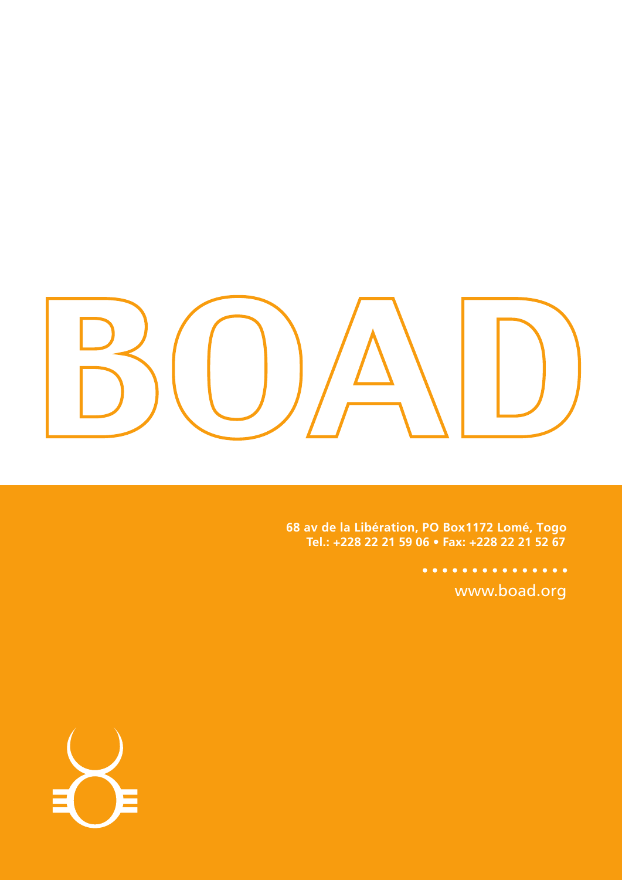# BOAD

68 av de la Libération, PO Box1172 Lomé, Togo
Tel.: +228 22 21 59 06 • Fax: +228 22 21 52 67

www.boad.org